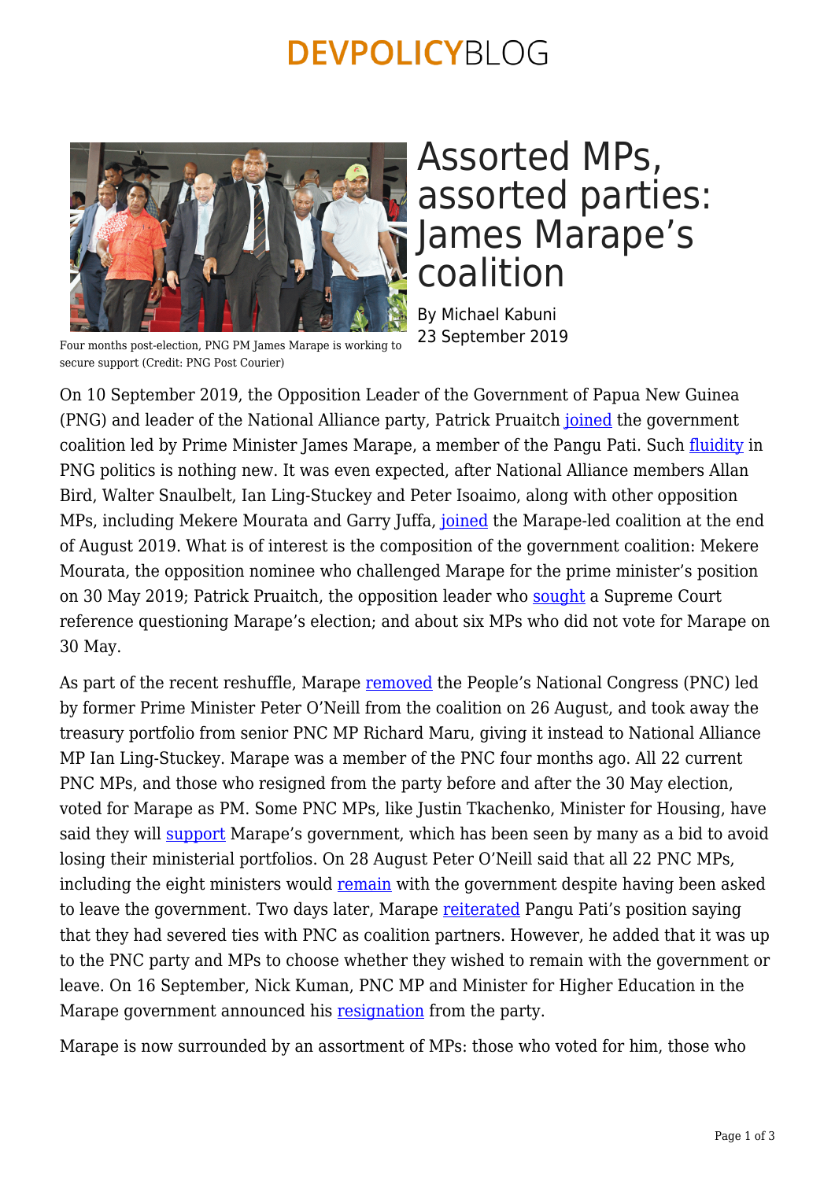DEVPOLICYBLOG

# Assorted MPs, assorted parties: James Marape's coalition

By Michael Kabuni
23 September 2019

Four months post-election, PNG PM James Marape is working to secure support (Credit: PNG Post Courier)

On 10 September 2019, the Opposition Leader of the Government of Papua New Guinea (PNG) and leader of the National Alliance party, Patrick Pruaitch joined the government coalition led by Prime Minister James Marape, a member of the Pangu Pati. Such fluidity in PNG politics is nothing new. It was even expected, after National Alliance members Allan Bird, Walter Snaulbelt, Ian Ling-Stuckey and Peter Isoaimo, along with other opposition MPs, including Mekere Mourata and Garry Juffa, joined the Marape-led coalition at the end of August 2019. What is of interest is the composition of the government coalition: Mekere Mourata, the opposition nominee who challenged Marape for the prime minister's position on 30 May 2019; Patrick Pruaitch, the opposition leader who sought a Supreme Court reference questioning Marape's election; and about six MPs who did not vote for Marape on 30 May.

As part of the recent reshuffle, Marape removed the People's National Congress (PNC) led by former Prime Minister Peter O'Neill from the coalition on 26 August, and took away the treasury portfolio from senior PNC MP Richard Maru, giving it instead to National Alliance MP Ian Ling-Stuckey. Marape was a member of the PNC four months ago. All 22 current PNC MPs, and those who resigned from the party before and after the 30 May election, voted for Marape as PM. Some PNC MPs, like Justin Tkachenko, Minister for Housing, have said they will support Marape's government, which has been seen by many as a bid to avoid losing their ministerial portfolios. On 28 August Peter O'Neill said that all 22 PNC MPs, including the eight ministers would remain with the government despite having been asked to leave the government. Two days later, Marape reiterated Pangu Pati's position saying that they had severed ties with PNC as coalition partners. However, he added that it was up to the PNC party and MPs to choose whether they wished to remain with the government or leave. On 16 September, Nick Kuman, PNC MP and Minister for Higher Education in the Marape government announced his resignation from the party.

Marape is now surrounded by an assortment of MPs: those who voted for him, those who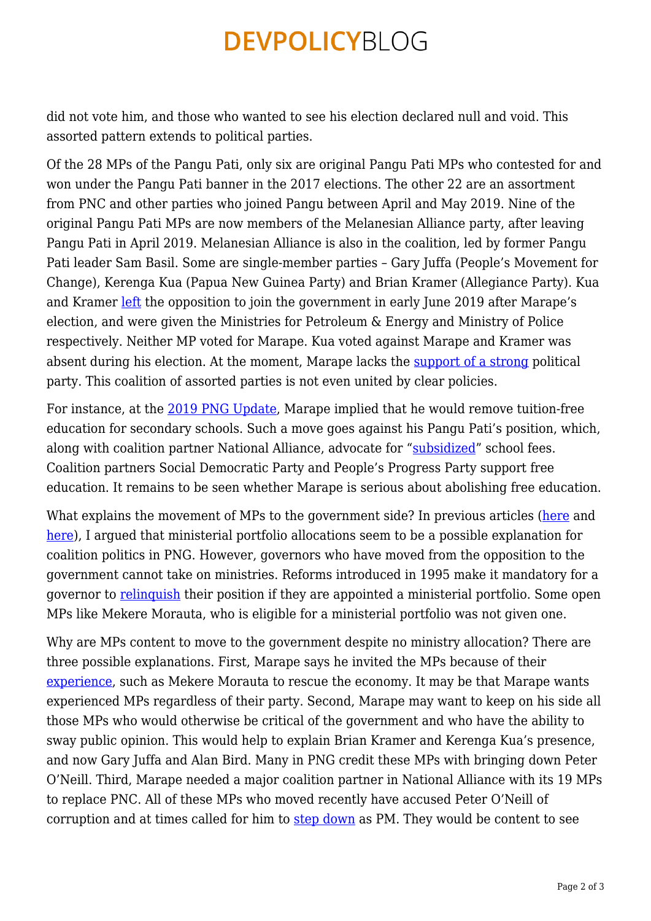did not vote him, and those who wanted to see his election declared null and void. This assorted pattern extends to political parties.

Of the 28 MPs of the Pangu Pati, only six are original Pangu Pati MPs who contested for and won under the Pangu Pati banner in the 2017 elections. The other 22 are an assortment from PNC and other parties who joined Pangu between April and May 2019. Nine of the original Pangu Pati MPs are now members of the Melanesian Alliance party, after leaving Pangu Pati in April 2019. Melanesian Alliance is also in the coalition, led by former Pangu Pati leader Sam Basil. Some are single-member parties – Gary Juffa (People's Movement for Change), Kerenga Kua (Papua New Guinea Party) and Brian Kramer (Allegiance Party). Kua and Kramer left the opposition to join the government in early June 2019 after Marape's election, and were given the Ministries for Petroleum & Energy and Ministry of Police respectively. Neither MP voted for Marape. Kua voted against Marape and Kramer was absent during his election. At the moment, Marape lacks the support of a strong political party. This coalition of assorted parties is not even united by clear policies.

For instance, at the 2019 PNG Update, Marape implied that he would remove tuition-free education for secondary schools. Such a move goes against his Pangu Pati's position, which, along with coalition partner National Alliance, advocate for "subsidized" school fees. Coalition partners Social Democratic Party and People's Progress Party support free education. It remains to be seen whether Marape is serious about abolishing free education.

What explains the movement of MPs to the government side? In previous articles (here and here), I argued that ministerial portfolio allocations seem to be a possible explanation for coalition politics in PNG. However, governors who have moved from the opposition to the government cannot take on ministries. Reforms introduced in 1995 make it mandatory for a governor to relinquish their position if they are appointed a ministerial portfolio. Some open MPs like Mekere Morauta, who is eligible for a ministerial portfolio was not given one.

Why are MPs content to move to the government despite no ministry allocation? There are three possible explanations. First, Marape says he invited the MPs because of their experience, such as Mekere Morauta to rescue the economy. It may be that Marape wants experienced MPs regardless of their party. Second, Marape may want to keep on his side all those MPs who would otherwise be critical of the government and who have the ability to sway public opinion. This would help to explain Brian Kramer and Kerenga Kua's presence, and now Gary Juffa and Alan Bird. Many in PNG credit these MPs with bringing down Peter O'Neill. Third, Marape needed a major coalition partner in National Alliance with its 19 MPs to replace PNC. All of these MPs who moved recently have accused Peter O'Neill of corruption and at times called for him to step down as PM. They would be content to see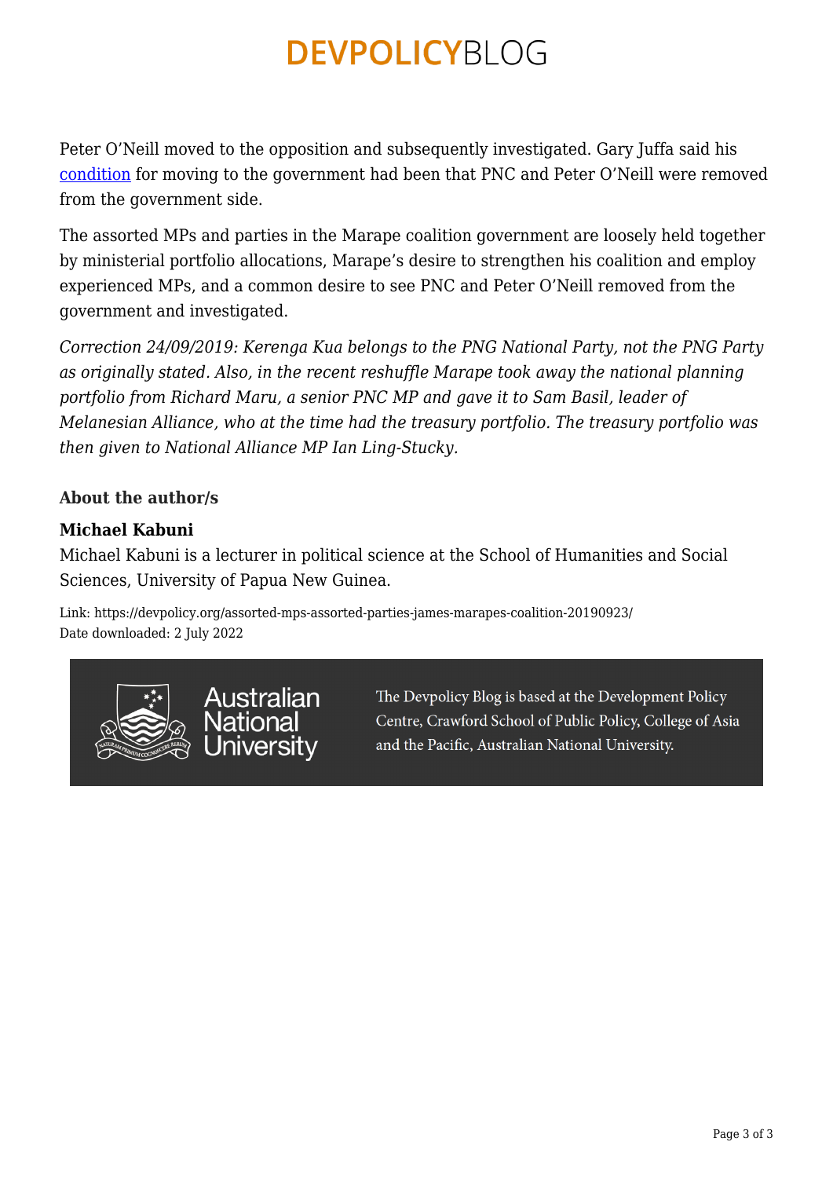Peter O'Neill moved to the opposition and subsequently investigated. Gary Juffa said his condition for moving to the government had been that PNC and Peter O'Neill were removed from the government side.

The assorted MPs and parties in the Marape coalition government are loosely held together by ministerial portfolio allocations, Marape's desire to strengthen his coalition and employ experienced MPs, and a common desire to see PNC and Peter O'Neill removed from the government and investigated.

*Correction 24/09/2019: Kerenga Kua belongs to the PNG National Party, not the PNG Party as originally stated. Also, in the recent reshuffle Marape took away the national planning portfolio from Richard Maru, a senior PNC MP and gave it to Sam Basil, leader of Melanesian Alliance, who at the time had the treasury portfolio. The treasury portfolio was then given to National Alliance MP Ian Ling-Stucky.*

### About the author/s

**Michael Kabuni**
Michael Kabuni is a lecturer in political science at the School of Humanities and Social Sciences, University of Papua New Guinea.

Link: https://devpolicy.org/assorted-mps-assorted-parties-james-marapes-coalition-20190923/
Date downloaded: 2 July 2022

Australian National University

The Devpolicy Blog is based at the Development Policy Centre, Crawford School of Public Policy, College of Asia and the Pacific, Australian National University.